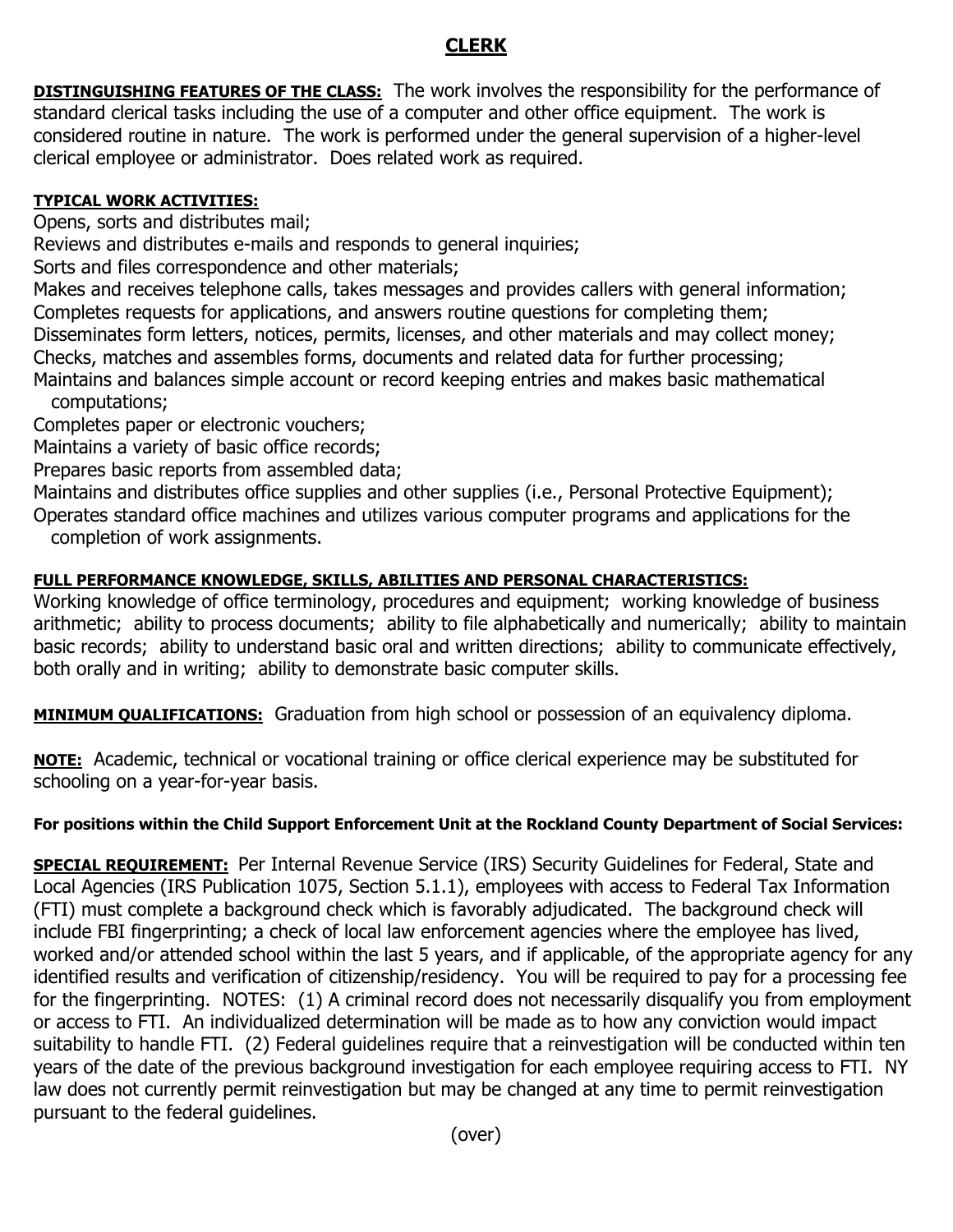# CLERK

**DISTINGUISHING FEATURES OF THE CLASS:** The work involves the responsibility for the performance of standard clerical tasks including the use of a computer and other office equipment. The work is considered routine in nature. The work is performed under the general supervision of a higher-level clerical employee or administrator. Does related work as required.

**TYPICAL WORK ACTIVITIES:**

Opens, sorts and distributes mail;
Reviews and distributes e-mails and responds to general inquiries;
Sorts and files correspondence and other materials;
Makes and receives telephone calls, takes messages and provides callers with general information;
Completes requests for applications, and answers routine questions for completing them;
Disseminates form letters, notices, permits, licenses, and other materials and may collect money;
Checks, matches and assembles forms, documents and related data for further processing;
Maintains and balances simple account or record keeping entries and makes basic mathematical computations;
Completes paper or electronic vouchers;
Maintains a variety of basic office records;
Prepares basic reports from assembled data;
Maintains and distributes office supplies and other supplies (i.e., Personal Protective Equipment);
Operates standard office machines and utilizes various computer programs and applications for the completion of work assignments.

**FULL PERFORMANCE KNOWLEDGE, SKILLS, ABILITIES AND PERSONAL CHARACTERISTICS:**

Working knowledge of office terminology, procedures and equipment; working knowledge of business arithmetic; ability to process documents; ability to file alphabetically and numerically; ability to maintain basic records; ability to understand basic oral and written directions; ability to communicate effectively, both orally and in writing; ability to demonstrate basic computer skills.

**MINIMUM QUALIFICATIONS:** Graduation from high school or possession of an equivalency diploma.

**NOTE:** Academic, technical or vocational training or office clerical experience may be substituted for schooling on a year-for-year basis.

**For positions within the Child Support Enforcement Unit at the Rockland County Department of Social Services:**

**SPECIAL REQUIREMENT:** Per Internal Revenue Service (IRS) Security Guidelines for Federal, State and Local Agencies (IRS Publication 1075, Section 5.1.1), employees with access to Federal Tax Information (FTI) must complete a background check which is favorably adjudicated. The background check will include FBI fingerprinting; a check of local law enforcement agencies where the employee has lived, worked and/or attended school within the last 5 years, and if applicable, of the appropriate agency for any identified results and verification of citizenship/residency. You will be required to pay for a processing fee for the fingerprinting. NOTES: (1) A criminal record does not necessarily disqualify you from employment or access to FTI. An individualized determination will be made as to how any conviction would impact suitability to handle FTI. (2) Federal guidelines require that a reinvestigation will be conducted within ten years of the date of the previous background investigation for each employee requiring access to FTI. NY law does not currently permit reinvestigation but may be changed at any time to permit reinvestigation pursuant to the federal guidelines.

(over)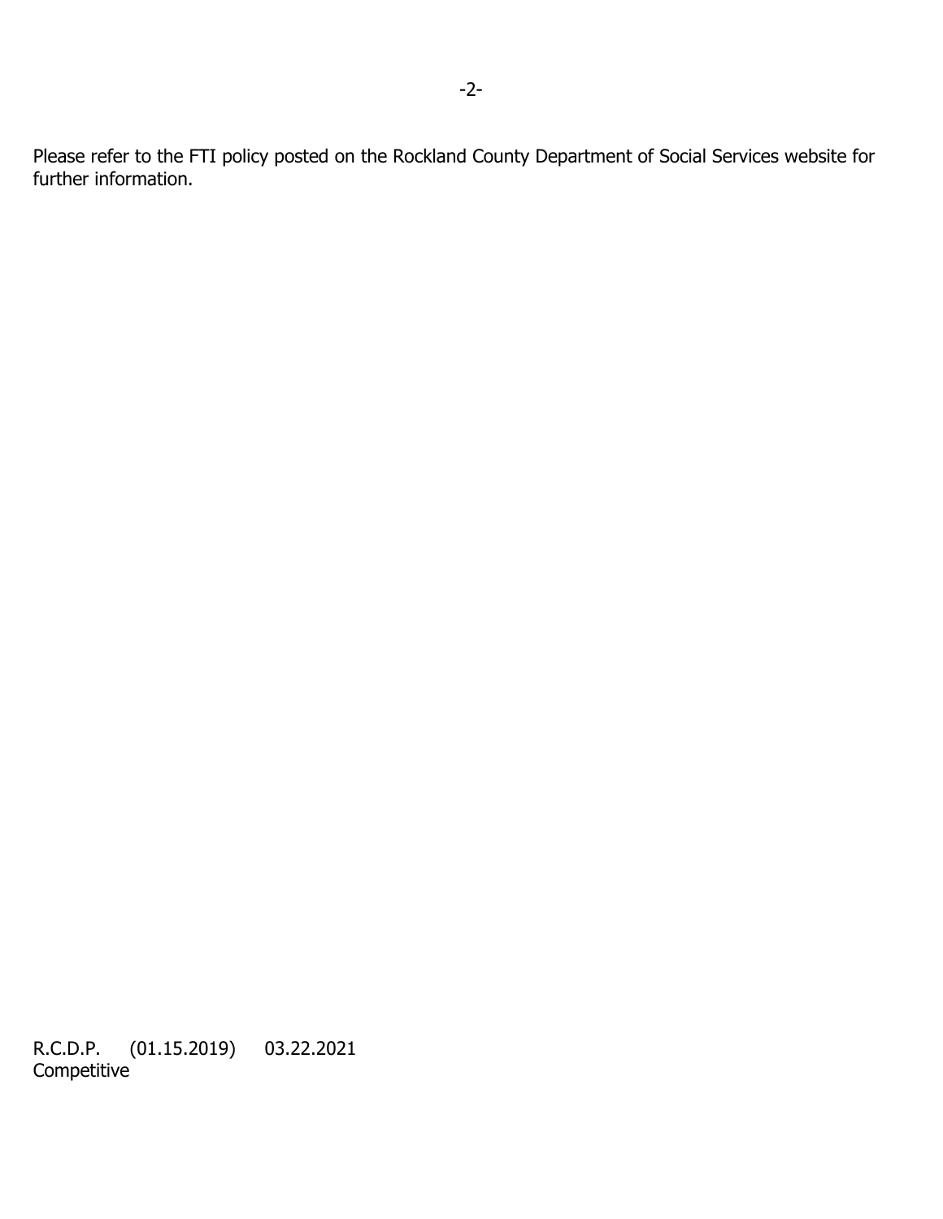Please refer to the FTI policy posted on the Rockland County Department of Social Services website for further information.

R.C.D.P. (01.15.2019) 03.22.2021
Competitive